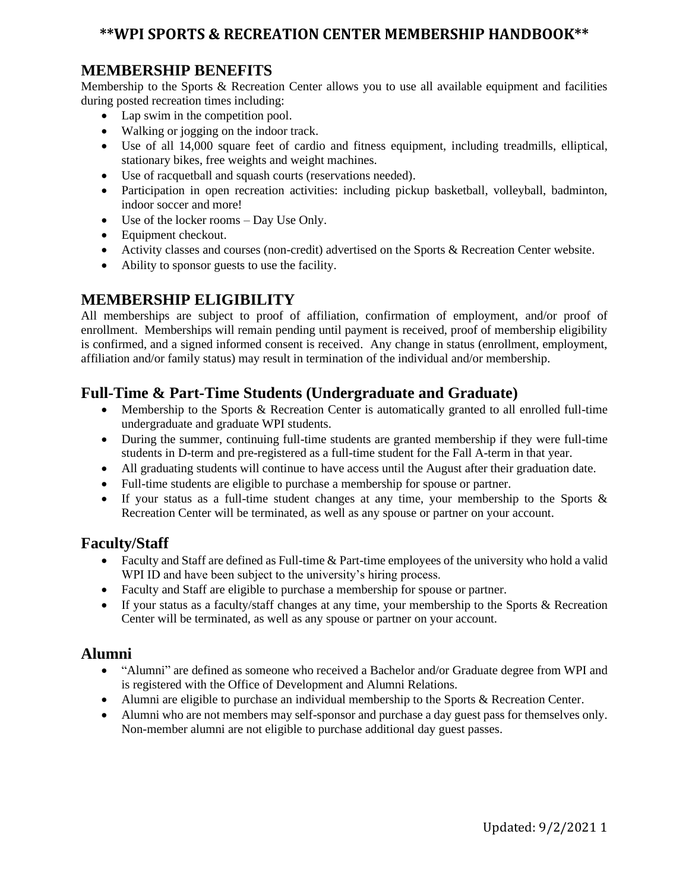# **WPI SPORTS & RECREATION CENTER MEMBERSHIP HANDBOOK**

## MEMBERSHIP BENEFITS

Membership to the Sports & Recreation Center allows you to use all available equipment and facilities during posted recreation times including:

- Lap swim in the competition pool.
- Walking or jogging on the indoor track.
- Use of all 14,000 square feet of cardio and fitness equipment, including treadmills, elliptical, stationary bikes, free weights and weight machines.
- Use of racquetball and squash courts (reservations needed).
- Participation in open recreation activities: including pickup basketball, volleyball, badminton, indoor soccer and more!
- Use of the locker rooms – Day Use Only.
- Equipment checkout.
- Activity classes and courses (non-credit) advertised on the Sports & Recreation Center website.
- Ability to sponsor guests to use the facility.

## MEMBERSHIP ELIGIBILITY

All memberships are subject to proof of affiliation, confirmation of employment, and/or proof of enrollment. Memberships will remain pending until payment is received, proof of membership eligibility is confirmed, and a signed informed consent is received. Any change in status (enrollment, employment, affiliation and/or family status) may result in termination of the individual and/or membership.

### Full-Time & Part-Time Students (Undergraduate and Graduate)

- Membership to the Sports & Recreation Center is automatically granted to all enrolled full-time undergraduate and graduate WPI students.
- During the summer, continuing full-time students are granted membership if they were full-time students in D-term and pre-registered as a full-time student for the Fall A-term in that year.
- All graduating students will continue to have access until the August after their graduation date.
- Full-time students are eligible to purchase a membership for spouse or partner.
- If your status as a full-time student changes at any time, your membership to the Sports & Recreation Center will be terminated, as well as any spouse or partner on your account.

### Faculty/Staff

- Faculty and Staff are defined as Full-time & Part-time employees of the university who hold a valid WPI ID and have been subject to the university's hiring process.
- Faculty and Staff are eligible to purchase a membership for spouse or partner.
- If your status as a faculty/staff changes at any time, your membership to the Sports & Recreation Center will be terminated, as well as any spouse or partner on your account.

### Alumni

- "Alumni" are defined as someone who received a Bachelor and/or Graduate degree from WPI and is registered with the Office of Development and Alumni Relations.
- Alumni are eligible to purchase an individual membership to the Sports & Recreation Center.
- Alumni who are not members may self-sponsor and purchase a day guest pass for themselves only. Non-member alumni are not eligible to purchase additional day guest passes.

Updated: 9/2/2021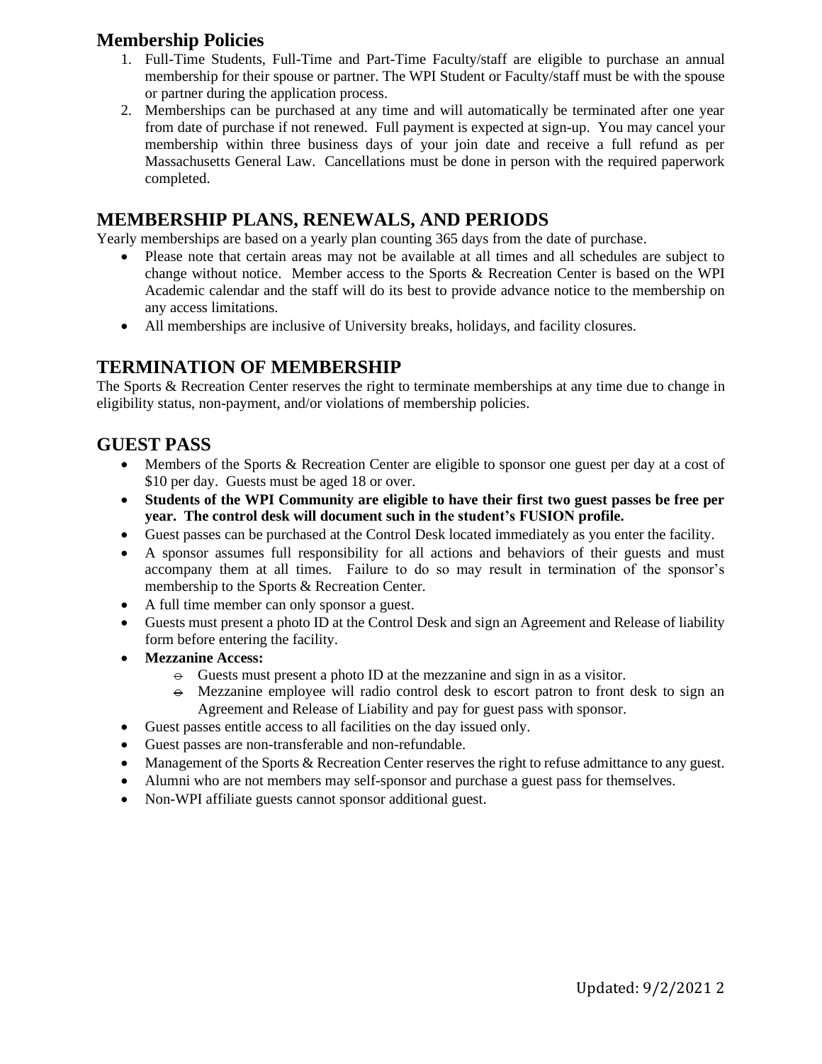## Membership Policies

1. Full-Time Students, Full-Time and Part-Time Faculty/staff are eligible to purchase an annual membership for their spouse or partner. The WPI Student or Faculty/staff must be with the spouse or partner during the application process.
2. Memberships can be purchased at any time and will automatically be terminated after one year from date of purchase if not renewed. Full payment is expected at sign-up. You may cancel your membership within three business days of your join date and receive a full refund as per Massachusetts General Law. Cancellations must be done in person with the required paperwork completed.

## MEMBERSHIP PLANS, RENEWALS, AND PERIODS

Yearly memberships are based on a yearly plan counting 365 days from the date of purchase.

- Please note that certain areas may not be available at all times and all schedules are subject to change without notice. Member access to the Sports & Recreation Center is based on the WPI Academic calendar and the staff will do its best to provide advance notice to the membership on any access limitations.
- All memberships are inclusive of University breaks, holidays, and facility closures.

## TERMINATION OF MEMBERSHIP

The Sports & Recreation Center reserves the right to terminate memberships at any time due to change in eligibility status, non-payment, and/or violations of membership policies.

## GUEST PASS

- Members of the Sports & Recreation Center are eligible to sponsor one guest per day at a cost of $10 per day. Guests must be aged 18 or over.
- **Students of the WPI Community are eligible to have their first two guest passes be free per year. The control desk will document such in the student's FUSION profile.**
- Guest passes can be purchased at the Control Desk located immediately as you enter the facility.
- A sponsor assumes full responsibility for all actions and behaviors of their guests and must accompany them at all times. Failure to do so may result in termination of the sponsor's membership to the Sports & Recreation Center.
- A full time member can only sponsor a guest.
- Guests must present a photo ID at the Control Desk and sign an Agreement and Release of liability form before entering the facility.
- **Mezzanine Access:**
  - Guests must present a photo ID at the mezzanine and sign in as a visitor.
  - Mezzanine employee will radio control desk to escort patron to front desk to sign an Agreement and Release of Liability and pay for guest pass with sponsor.
- Guest passes entitle access to all facilities on the day issued only.
- Guest passes are non-transferable and non-refundable.
- Management of the Sports & Recreation Center reserves the right to refuse admittance to any guest.
- Alumni who are not members may self-sponsor and purchase a guest pass for themselves.
- Non-WPI affiliate guests cannot sponsor additional guest.

Updated: 9/2/2021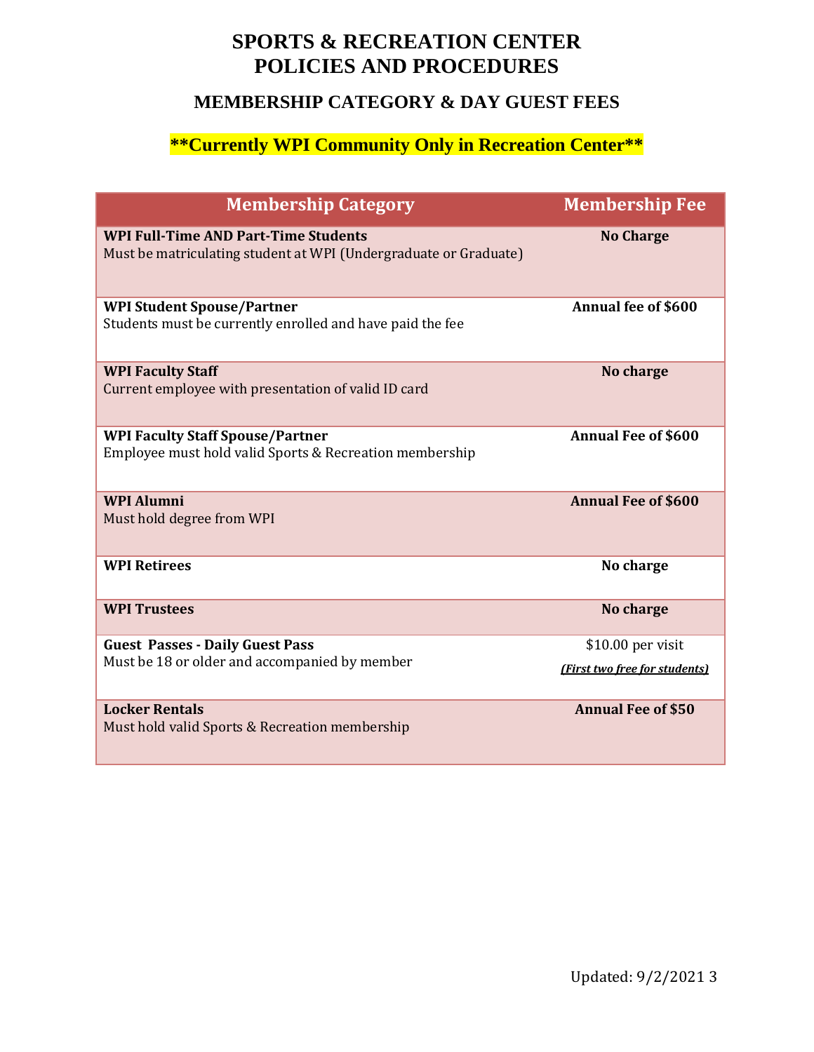# SPORTS & RECREATION CENTER POLICIES AND PROCEDURES

## MEMBERSHIP CATEGORY & DAY GUEST FEES

**\*\*Currently WPI Community Only in Recreation Center\*\***

| Membership Category | Membership Fee |
|---|---|
| **WPI Full-Time AND Part-Time Students**<br>Must be matriculating student at WPI (Undergraduate or Graduate) | **No Charge** |
| **WPI Student Spouse/Partner**<br>Students must be currently enrolled and have paid the fee | **Annual fee of $600** |
| **WPI Faculty Staff**<br>Current employee with presentation of valid ID card | **No charge** |
| **WPI Faculty Staff Spouse/Partner**<br>Employee must hold valid Sports & Recreation membership | **Annual Fee of $600** |
| **WPI Alumni**<br>Must hold degree from WPI | **Annual Fee of $600** |
| **WPI Retirees** | **No charge** |
| **WPI Trustees** | **No charge** |
| **Guest Passes - Daily Guest Pass**<br>Must be 18 or older and accompanied by member | $10.00 per visit<br>***(First two free for students)*** |
| **Locker Rentals**<br>Must hold valid Sports & Recreation membership | **Annual Fee of $50** |

Updated: 9/2/2021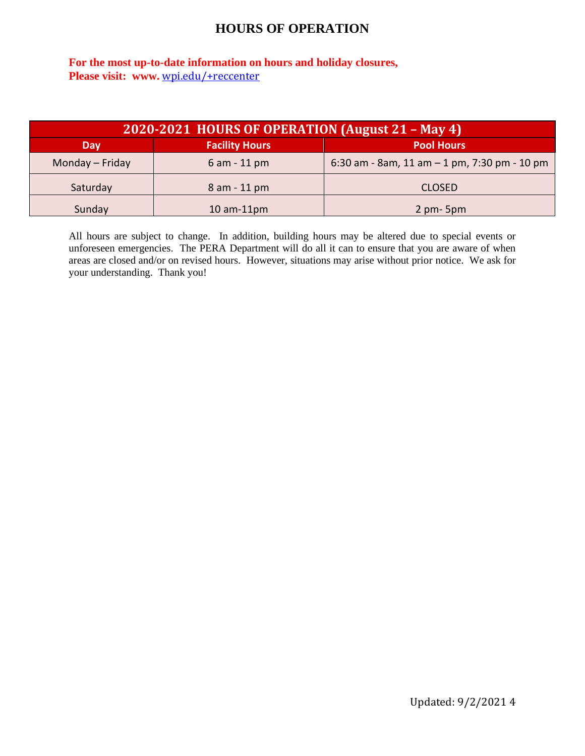# HOURS OF OPERATION

**For the most up-to-date information on hours and holiday closures,**
**Please visit: www.** wpi.edu/+reccenter

| 2020-2021 HOURS OF OPERATION (August 21 – May 4) | | |
|---|---|---|
| **Day** | **Facility Hours** | **Pool Hours** |
| Monday – Friday | 6 am - 11 pm | 6:30 am - 8am, 11 am – 1 pm, 7:30 pm - 10 pm |
| Saturday | 8 am - 11 pm | CLOSED |
| Sunday | 10 am-11pm | 2 pm- 5pm |

All hours are subject to change. In addition, building hours may be altered due to special events or unforeseen emergencies. The PERA Department will do all it can to ensure that you are aware of when areas are closed and/or on revised hours. However, situations may arise without prior notice. We ask for your understanding. Thank you!

Updated: 9/2/2021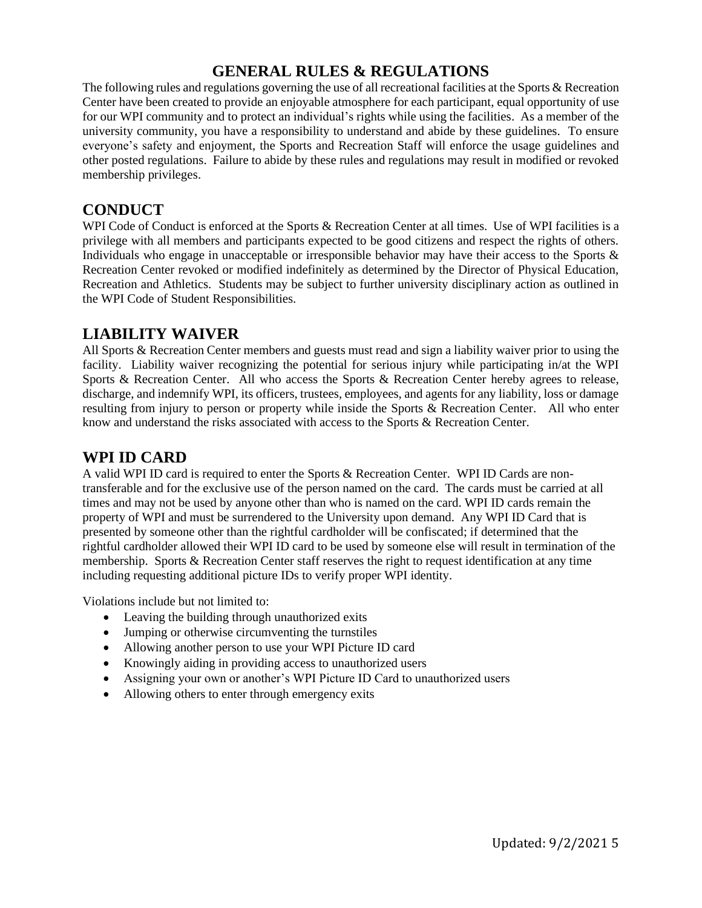# GENERAL RULES & REGULATIONS

The following rules and regulations governing the use of all recreational facilities at the Sports & Recreation Center have been created to provide an enjoyable atmosphere for each participant, equal opportunity of use for our WPI community and to protect an individual's rights while using the facilities. As a member of the university community, you have a responsibility to understand and abide by these guidelines. To ensure everyone's safety and enjoyment, the Sports and Recreation Staff will enforce the usage guidelines and other posted regulations. Failure to abide by these rules and regulations may result in modified or revoked membership privileges.

## CONDUCT

WPI Code of Conduct is enforced at the Sports & Recreation Center at all times. Use of WPI facilities is a privilege with all members and participants expected to be good citizens and respect the rights of others. Individuals who engage in unacceptable or irresponsible behavior may have their access to the Sports & Recreation Center revoked or modified indefinitely as determined by the Director of Physical Education, Recreation and Athletics. Students may be subject to further university disciplinary action as outlined in the WPI Code of Student Responsibilities.

## LIABILITY WAIVER

All Sports & Recreation Center members and guests must read and sign a liability waiver prior to using the facility. Liability waiver recognizing the potential for serious injury while participating in/at the WPI Sports & Recreation Center. All who access the Sports & Recreation Center hereby agrees to release, discharge, and indemnify WPI, its officers, trustees, employees, and agents for any liability, loss or damage resulting from injury to person or property while inside the Sports & Recreation Center. All who enter know and understand the risks associated with access to the Sports & Recreation Center.

## WPI ID CARD

A valid WPI ID card is required to enter the Sports & Recreation Center. WPI ID Cards are non-transferable and for the exclusive use of the person named on the card. The cards must be carried at all times and may not be used by anyone other than who is named on the card. WPI ID cards remain the property of WPI and must be surrendered to the University upon demand. Any WPI ID Card that is presented by someone other than the rightful cardholder will be confiscated; if determined that the rightful cardholder allowed their WPI ID card to be used by someone else will result in termination of the membership. Sports & Recreation Center staff reserves the right to request identification at any time including requesting additional picture IDs to verify proper WPI identity.

Violations include but not limited to:

- Leaving the building through unauthorized exits
- Jumping or otherwise circumventing the turnstiles
- Allowing another person to use your WPI Picture ID card
- Knowingly aiding in providing access to unauthorized users
- Assigning your own or another's WPI Picture ID Card to unauthorized users
- Allowing others to enter through emergency exits

Updated: 9/2/2021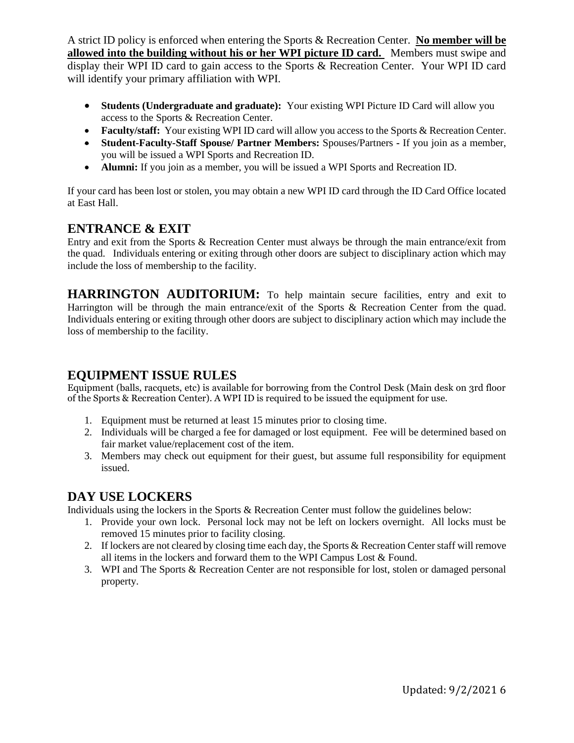A strict ID policy is enforced when entering the Sports & Recreation Center. **No member will be allowed into the building without his or her WPI picture ID card.** Members must swipe and display their WPI ID card to gain access to the Sports & Recreation Center. Your WPI ID card will identify your primary affiliation with WPI.

- **Students (Undergraduate and graduate):** Your existing WPI Picture ID Card will allow you access to the Sports & Recreation Center.
- **Faculty/staff:** Your existing WPI ID card will allow you access to the Sports & Recreation Center.
- **Student-Faculty-Staff Spouse/ Partner Members:** Spouses/Partners - If you join as a member, you will be issued a WPI Sports and Recreation ID.
- **Alumni:** If you join as a member, you will be issued a WPI Sports and Recreation ID.

If your card has been lost or stolen, you may obtain a new WPI ID card through the ID Card Office located at East Hall.

## ENTRANCE & EXIT

Entry and exit from the Sports & Recreation Center must always be through the main entrance/exit from the quad. Individuals entering or exiting through other doors are subject to disciplinary action which may include the loss of membership to the facility.

**HARRINGTON AUDITORIUM:** To help maintain secure facilities, entry and exit to Harrington will be through the main entrance/exit of the Sports & Recreation Center from the quad. Individuals entering or exiting through other doors are subject to disciplinary action which may include the loss of membership to the facility.

## EQUIPMENT ISSUE RULES

Equipment (balls, racquets, etc) is available for borrowing from the Control Desk (Main desk on 3rd floor of the Sports & Recreation Center). A WPI ID is required to be issued the equipment for use.

1. Equipment must be returned at least 15 minutes prior to closing time.
2. Individuals will be charged a fee for damaged or lost equipment. Fee will be determined based on fair market value/replacement cost of the item.
3. Members may check out equipment for their guest, but assume full responsibility for equipment issued.

## DAY USE LOCKERS

Individuals using the lockers in the Sports & Recreation Center must follow the guidelines below:

1. Provide your own lock. Personal lock may not be left on lockers overnight. All locks must be removed 15 minutes prior to facility closing.
2. If lockers are not cleared by closing time each day, the Sports & Recreation Center staff will remove all items in the lockers and forward them to the WPI Campus Lost & Found.
3. WPI and The Sports & Recreation Center are not responsible for lost, stolen or damaged personal property.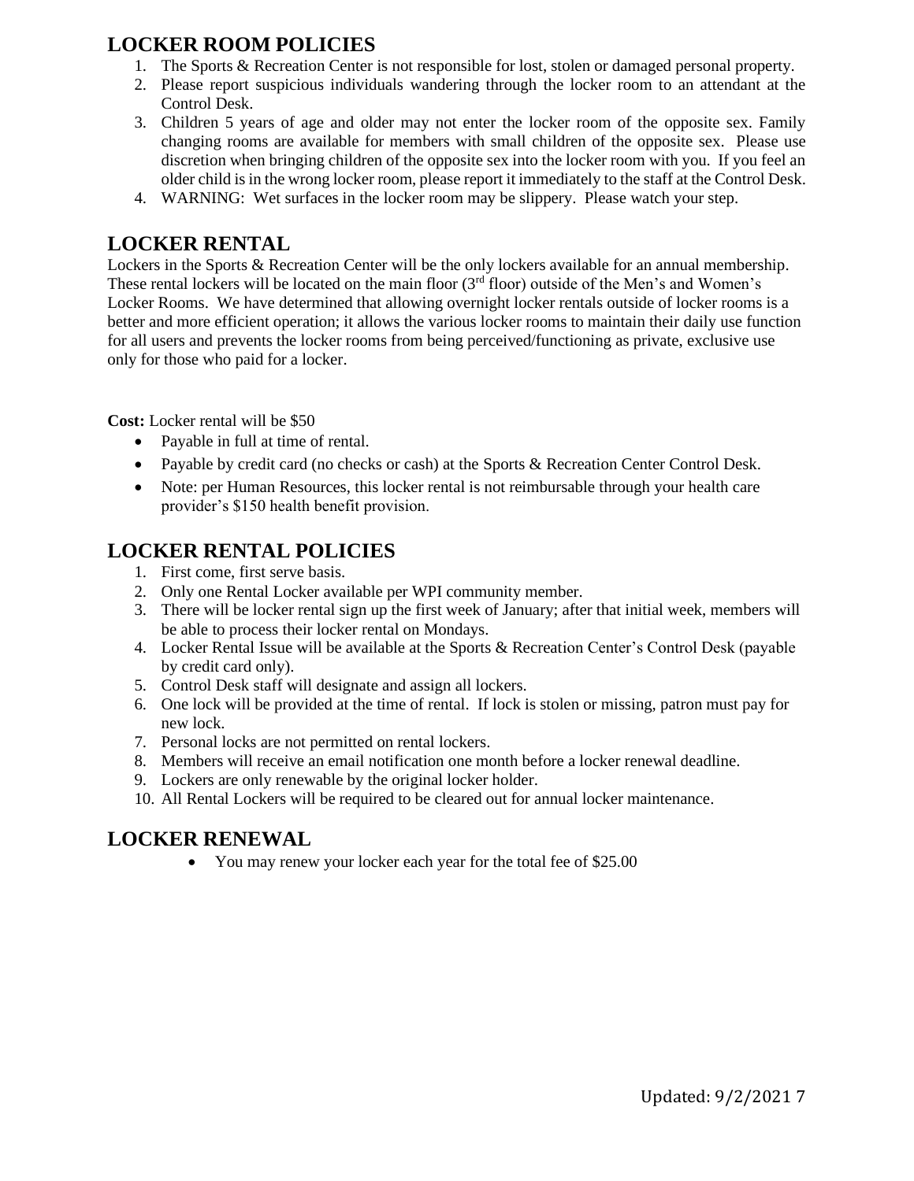## LOCKER ROOM POLICIES

1. The Sports & Recreation Center is not responsible for lost, stolen or damaged personal property.
2. Please report suspicious individuals wandering through the locker room to an attendant at the Control Desk.
3. Children 5 years of age and older may not enter the locker room of the opposite sex. Family changing rooms are available for members with small children of the opposite sex. Please use discretion when bringing children of the opposite sex into the locker room with you. If you feel an older child is in the wrong locker room, please report it immediately to the staff at the Control Desk.
4. WARNING: Wet surfaces in the locker room may be slippery. Please watch your step.

## LOCKER RENTAL

Lockers in the Sports & Recreation Center will be the only lockers available for an annual membership. These rental lockers will be located on the main floor (3rd floor) outside of the Men's and Women's Locker Rooms. We have determined that allowing overnight locker rentals outside of locker rooms is a better and more efficient operation; it allows the various locker rooms to maintain their daily use function for all users and prevents the locker rooms from being perceived/functioning as private, exclusive use only for those who paid for a locker.

**Cost:** Locker rental will be $50

- Payable in full at time of rental.
- Payable by credit card (no checks or cash) at the Sports & Recreation Center Control Desk.
- Note: per Human Resources, this locker rental is not reimbursable through your health care provider's $150 health benefit provision.

## LOCKER RENTAL POLICIES

1. First come, first serve basis.
2. Only one Rental Locker available per WPI community member.
3. There will be locker rental sign up the first week of January; after that initial week, members will be able to process their locker rental on Mondays.
4. Locker Rental Issue will be available at the Sports & Recreation Center's Control Desk (payable by credit card only).
5. Control Desk staff will designate and assign all lockers.
6. One lock will be provided at the time of rental. If lock is stolen or missing, patron must pay for new lock.
7. Personal locks are not permitted on rental lockers.
8. Members will receive an email notification one month before a locker renewal deadline.
9. Lockers are only renewable by the original locker holder.
10. All Rental Lockers will be required to be cleared out for annual locker maintenance.

## LOCKER RENEWAL

- You may renew your locker each year for the total fee of $25.00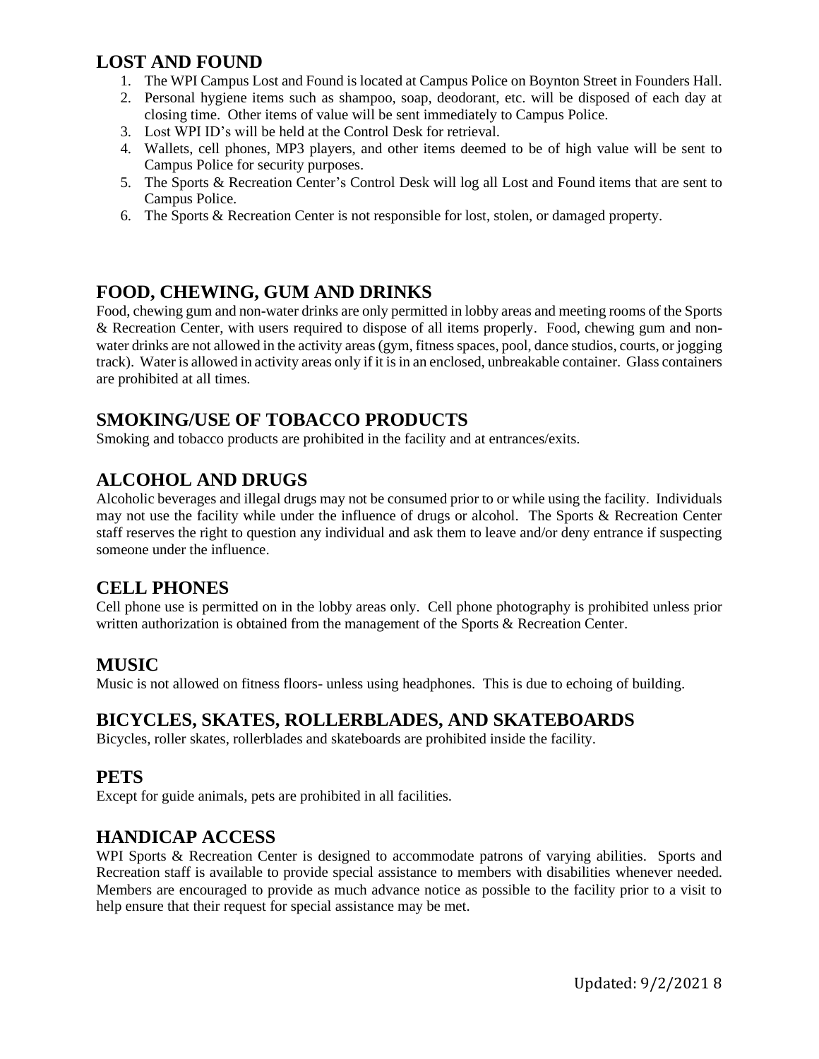## LOST AND FOUND

1. The WPI Campus Lost and Found is located at Campus Police on Boynton Street in Founders Hall.
2. Personal hygiene items such as shampoo, soap, deodorant, etc. will be disposed of each day at closing time. Other items of value will be sent immediately to Campus Police.
3. Lost WPI ID's will be held at the Control Desk for retrieval.
4. Wallets, cell phones, MP3 players, and other items deemed to be of high value will be sent to Campus Police for security purposes.
5. The Sports & Recreation Center's Control Desk will log all Lost and Found items that are sent to Campus Police.
6. The Sports & Recreation Center is not responsible for lost, stolen, or damaged property.

## FOOD, CHEWING, GUM AND DRINKS

Food, chewing gum and non-water drinks are only permitted in lobby areas and meeting rooms of the Sports & Recreation Center, with users required to dispose of all items properly. Food, chewing gum and non-water drinks are not allowed in the activity areas (gym, fitness spaces, pool, dance studios, courts, or jogging track). Water is allowed in activity areas only if it is in an enclosed, unbreakable container. Glass containers are prohibited at all times.

## SMOKING/USE OF TOBACCO PRODUCTS

Smoking and tobacco products are prohibited in the facility and at entrances/exits.

## ALCOHOL AND DRUGS

Alcoholic beverages and illegal drugs may not be consumed prior to or while using the facility. Individuals may not use the facility while under the influence of drugs or alcohol. The Sports & Recreation Center staff reserves the right to question any individual and ask them to leave and/or deny entrance if suspecting someone under the influence.

## CELL PHONES

Cell phone use is permitted on in the lobby areas only. Cell phone photography is prohibited unless prior written authorization is obtained from the management of the Sports & Recreation Center.

## MUSIC

Music is not allowed on fitness floors- unless using headphones. This is due to echoing of building.

## BICYCLES, SKATES, ROLLERBLADES, AND SKATEBOARDS

Bicycles, roller skates, rollerblades and skateboards are prohibited inside the facility.

## PETS

Except for guide animals, pets are prohibited in all facilities.

## HANDICAP ACCESS

WPI Sports & Recreation Center is designed to accommodate patrons of varying abilities. Sports and Recreation staff is available to provide special assistance to members with disabilities whenever needed. Members are encouraged to provide as much advance notice as possible to the facility prior to a visit to help ensure that their request for special assistance may be met.

Updated: 9/2/2021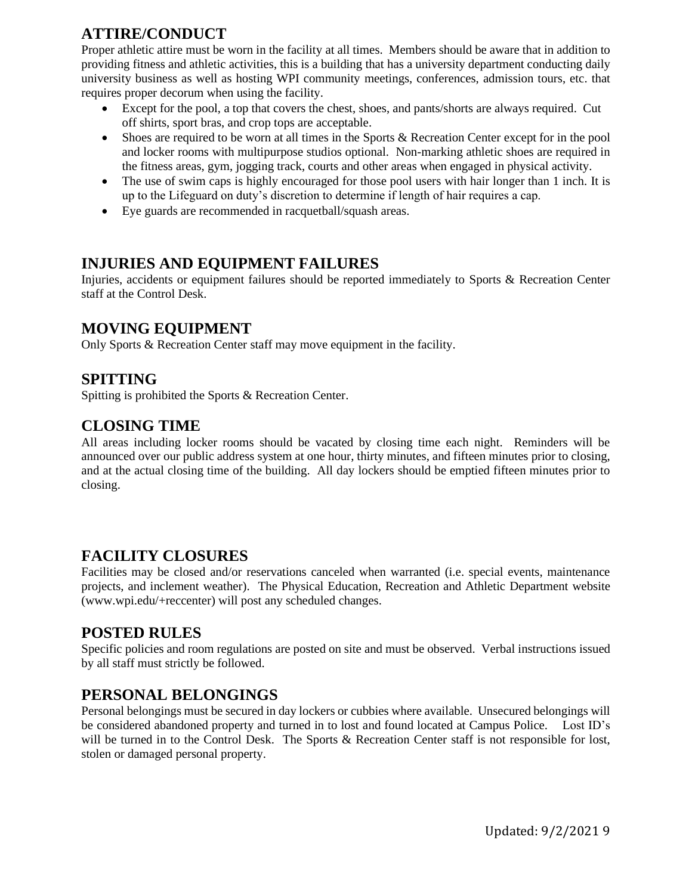## ATTIRE/CONDUCT

Proper athletic attire must be worn in the facility at all times. Members should be aware that in addition to providing fitness and athletic activities, this is a building that has a university department conducting daily university business as well as hosting WPI community meetings, conferences, admission tours, etc. that requires proper decorum when using the facility.

- Except for the pool, a top that covers the chest, shoes, and pants/shorts are always required. Cut off shirts, sport bras, and crop tops are acceptable.
- Shoes are required to be worn at all times in the Sports & Recreation Center except for in the pool and locker rooms with multipurpose studios optional. Non-marking athletic shoes are required in the fitness areas, gym, jogging track, courts and other areas when engaged in physical activity.
- The use of swim caps is highly encouraged for those pool users with hair longer than 1 inch. It is up to the Lifeguard on duty's discretion to determine if length of hair requires a cap.
- Eye guards are recommended in racquetball/squash areas.

## INJURIES AND EQUIPMENT FAILURES

Injuries, accidents or equipment failures should be reported immediately to Sports & Recreation Center staff at the Control Desk.

## MOVING EQUIPMENT

Only Sports & Recreation Center staff may move equipment in the facility.

## SPITTING

Spitting is prohibited the Sports & Recreation Center.

## CLOSING TIME

All areas including locker rooms should be vacated by closing time each night. Reminders will be announced over our public address system at one hour, thirty minutes, and fifteen minutes prior to closing, and at the actual closing time of the building. All day lockers should be emptied fifteen minutes prior to closing.

## FACILITY CLOSURES

Facilities may be closed and/or reservations canceled when warranted (i.e. special events, maintenance projects, and inclement weather). The Physical Education, Recreation and Athletic Department website (www.wpi.edu/+reccenter) will post any scheduled changes.

## POSTED RULES

Specific policies and room regulations are posted on site and must be observed. Verbal instructions issued by all staff must strictly be followed.

## PERSONAL BELONGINGS

Personal belongings must be secured in day lockers or cubbies where available. Unsecured belongings will be considered abandoned property and turned in to lost and found located at Campus Police. Lost ID's will be turned in to the Control Desk. The Sports & Recreation Center staff is not responsible for lost, stolen or damaged personal property.

Updated: 9/2/2021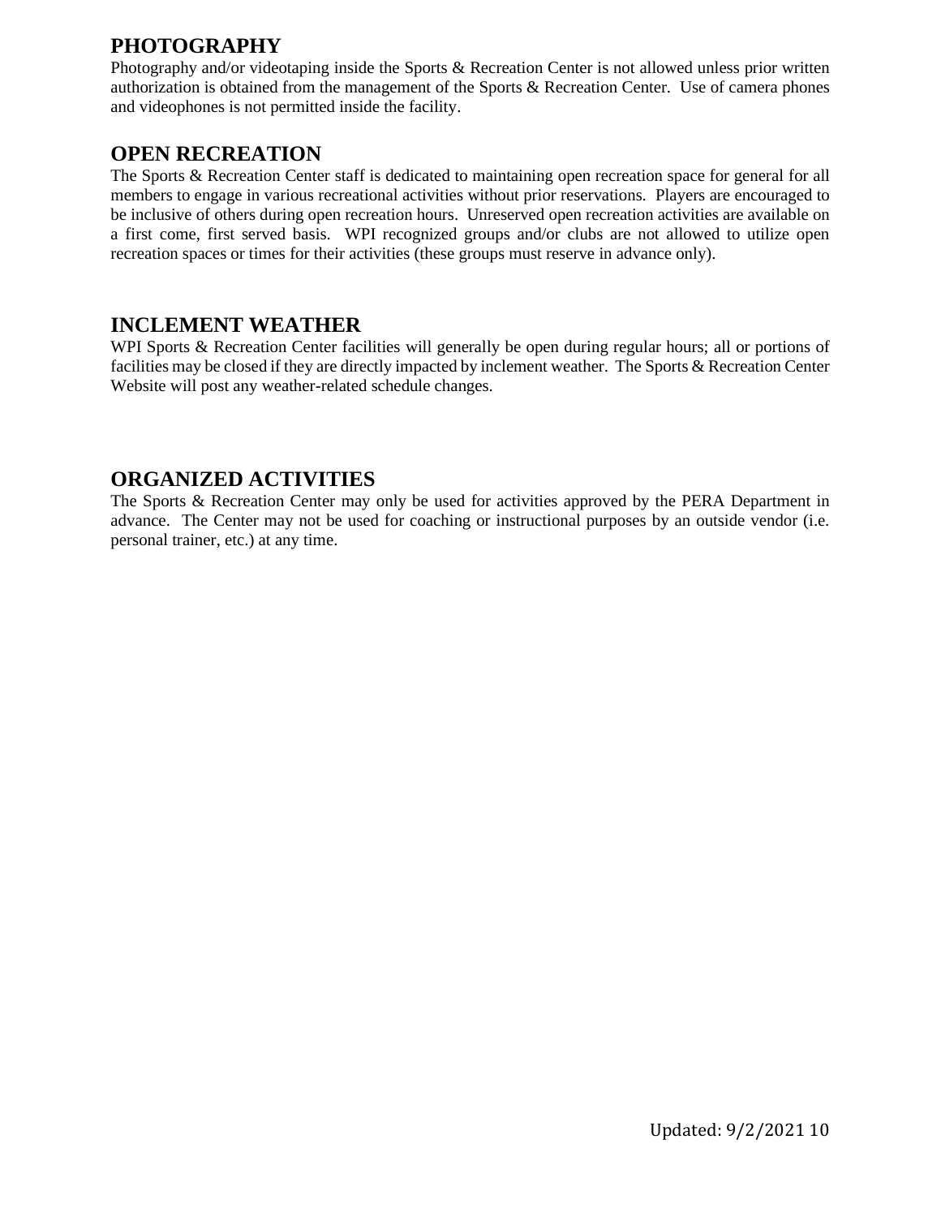## PHOTOGRAPHY

Photography and/or videotaping inside the Sports & Recreation Center is not allowed unless prior written authorization is obtained from the management of the Sports & Recreation Center. Use of camera phones and videophones is not permitted inside the facility.

## OPEN RECREATION

The Sports & Recreation Center staff is dedicated to maintaining open recreation space for general for all members to engage in various recreational activities without prior reservations. Players are encouraged to be inclusive of others during open recreation hours. Unreserved open recreation activities are available on a first come, first served basis. WPI recognized groups and/or clubs are not allowed to utilize open recreation spaces or times for their activities (these groups must reserve in advance only).

## INCLEMENT WEATHER

WPI Sports & Recreation Center facilities will generally be open during regular hours; all or portions of facilities may be closed if they are directly impacted by inclement weather. The Sports & Recreation Center Website will post any weather-related schedule changes.

## ORGANIZED ACTIVITIES

The Sports & Recreation Center may only be used for activities approved by the PERA Department in advance. The Center may not be used for coaching or instructional purposes by an outside vendor (i.e. personal trainer, etc.) at any time.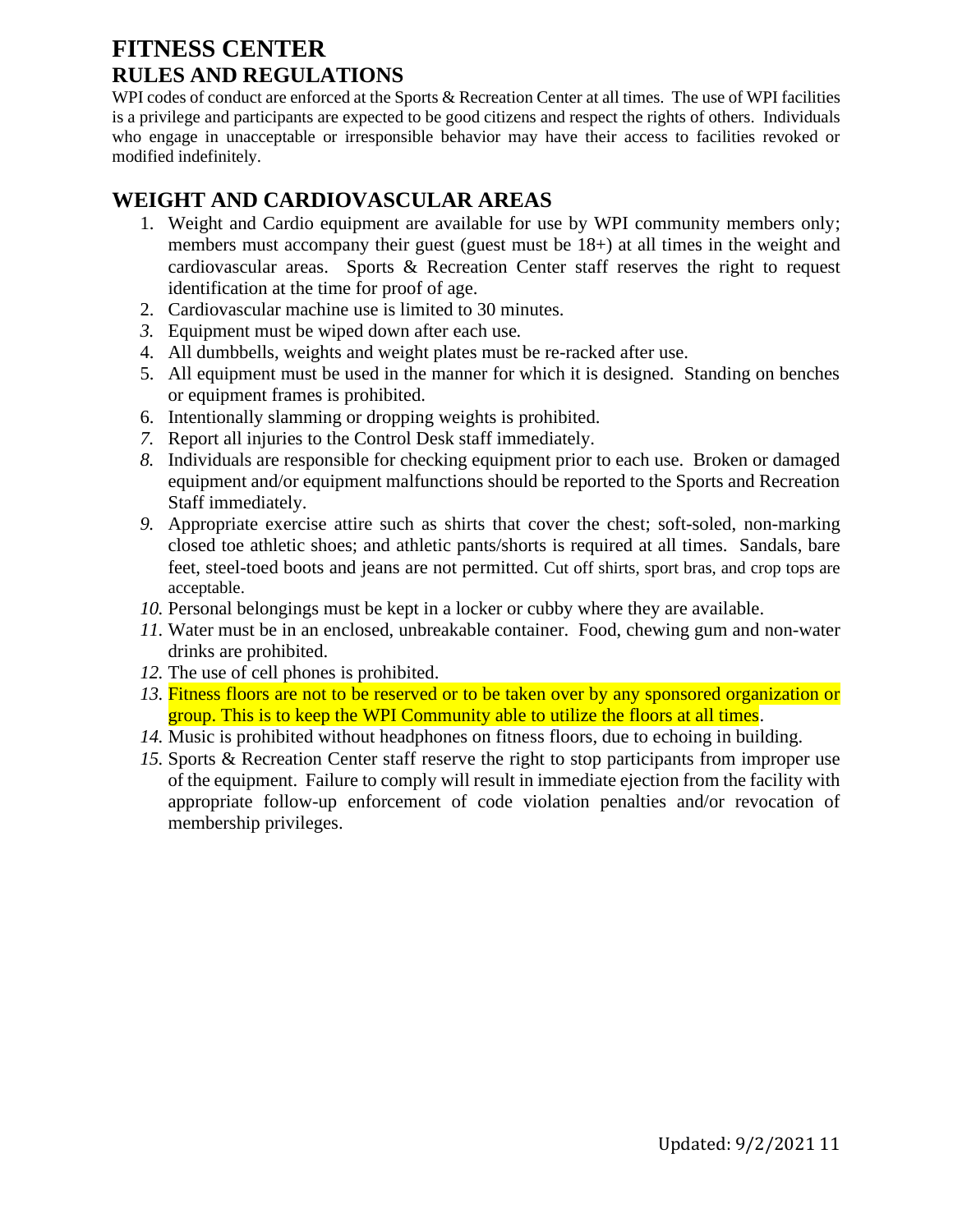# FITNESS CENTER

## RULES AND REGULATIONS

WPI codes of conduct are enforced at the Sports & Recreation Center at all times. The use of WPI facilities is a privilege and participants are expected to be good citizens and respect the rights of others. Individuals who engage in unacceptable or irresponsible behavior may have their access to facilities revoked or modified indefinitely.

## WEIGHT AND CARDIOVASCULAR AREAS

1. Weight and Cardio equipment are available for use by WPI community members only; members must accompany their guest (guest must be 18+) at all times in the weight and cardiovascular areas. Sports & Recreation Center staff reserves the right to request identification at the time for proof of age.
2. Cardiovascular machine use is limited to 30 minutes.
3. Equipment must be wiped down after each use.
4. All dumbbells, weights and weight plates must be re-racked after use.
5. All equipment must be used in the manner for which it is designed. Standing on benches or equipment frames is prohibited.
6. Intentionally slamming or dropping weights is prohibited.
7. Report all injuries to the Control Desk staff immediately.
8. Individuals are responsible for checking equipment prior to each use. Broken or damaged equipment and/or equipment malfunctions should be reported to the Sports and Recreation Staff immediately.
9. Appropriate exercise attire such as shirts that cover the chest; soft-soled, non-marking closed toe athletic shoes; and athletic pants/shorts is required at all times. Sandals, bare feet, steel-toed boots and jeans are not permitted. Cut off shirts, sport bras, and crop tops are acceptable.
10. Personal belongings must be kept in a locker or cubby where they are available.
11. Water must be in an enclosed, unbreakable container. Food, chewing gum and non-water drinks are prohibited.
12. The use of cell phones is prohibited.
13. Fitness floors are not to be reserved or to be taken over by any sponsored organization or group. This is to keep the WPI Community able to utilize the floors at all times.
14. Music is prohibited without headphones on fitness floors, due to echoing in building.
15. Sports & Recreation Center staff reserve the right to stop participants from improper use of the equipment. Failure to comply will result in immediate ejection from the facility with appropriate follow-up enforcement of code violation penalties and/or revocation of membership privileges.

Updated: 9/2/2021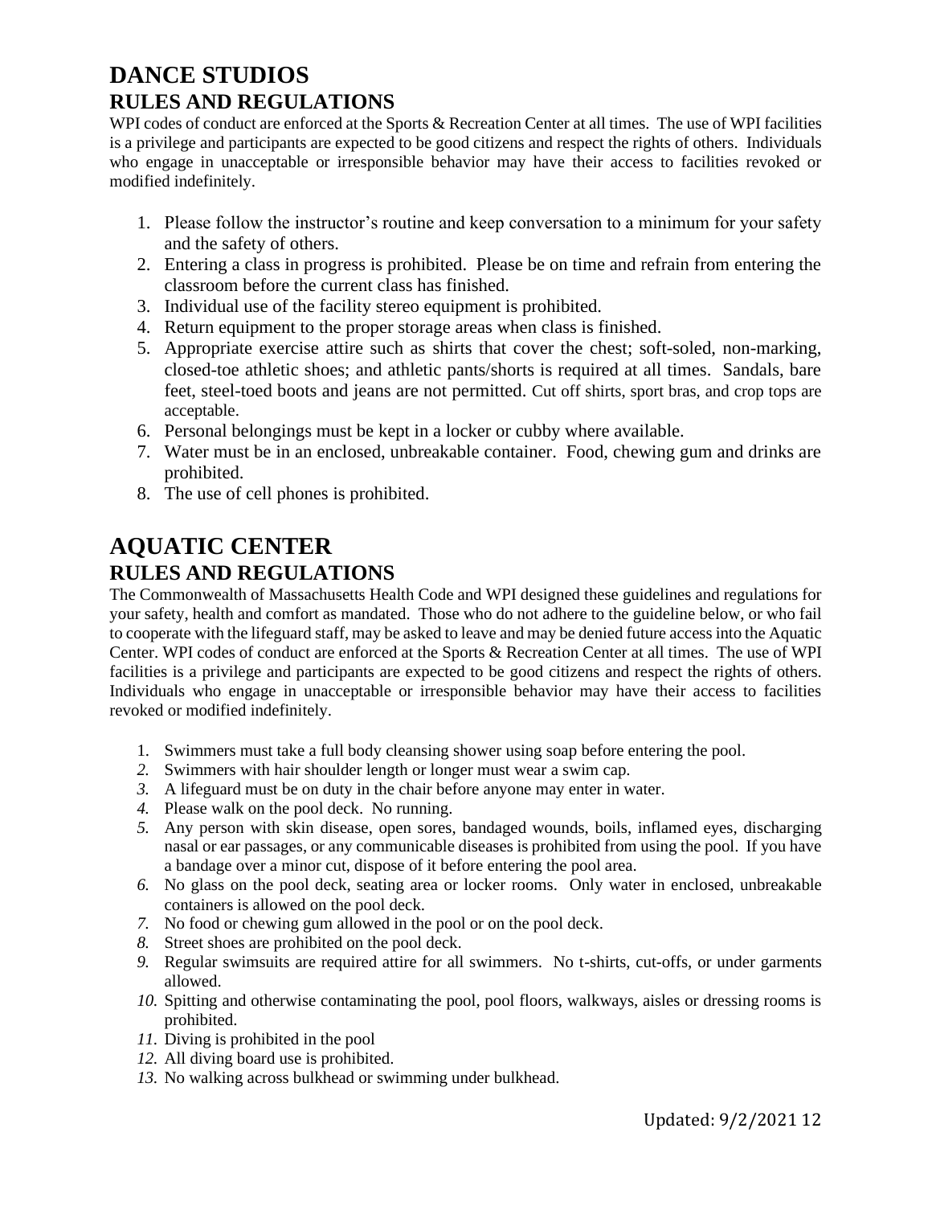# DANCE STUDIOS

## RULES AND REGULATIONS

WPI codes of conduct are enforced at the Sports & Recreation Center at all times. The use of WPI facilities is a privilege and participants are expected to be good citizens and respect the rights of others. Individuals who engage in unacceptable or irresponsible behavior may have their access to facilities revoked or modified indefinitely.

1. Please follow the instructor's routine and keep conversation to a minimum for your safety and the safety of others.
2. Entering a class in progress is prohibited. Please be on time and refrain from entering the classroom before the current class has finished.
3. Individual use of the facility stereo equipment is prohibited.
4. Return equipment to the proper storage areas when class is finished.
5. Appropriate exercise attire such as shirts that cover the chest; soft-soled, non-marking, closed-toe athletic shoes; and athletic pants/shorts is required at all times. Sandals, bare feet, steel-toed boots and jeans are not permitted. Cut off shirts, sport bras, and crop tops are acceptable.
6. Personal belongings must be kept in a locker or cubby where available.
7. Water must be in an enclosed, unbreakable container. Food, chewing gum and drinks are prohibited.
8. The use of cell phones is prohibited.

# AQUATIC CENTER

## RULES AND REGULATIONS

The Commonwealth of Massachusetts Health Code and WPI designed these guidelines and regulations for your safety, health and comfort as mandated. Those who do not adhere to the guideline below, or who fail to cooperate with the lifeguard staff, may be asked to leave and may be denied future access into the Aquatic Center. WPI codes of conduct are enforced at the Sports & Recreation Center at all times. The use of WPI facilities is a privilege and participants are expected to be good citizens and respect the rights of others. Individuals who engage in unacceptable or irresponsible behavior may have their access to facilities revoked or modified indefinitely.

1. Swimmers must take a full body cleansing shower using soap before entering the pool.
2. Swimmers with hair shoulder length or longer must wear a swim cap.
3. A lifeguard must be on duty in the chair before anyone may enter in water.
4. Please walk on the pool deck. No running.
5. Any person with skin disease, open sores, bandaged wounds, boils, inflamed eyes, discharging nasal or ear passages, or any communicable diseases is prohibited from using the pool. If you have a bandage over a minor cut, dispose of it before entering the pool area.
6. No glass on the pool deck, seating area or locker rooms. Only water in enclosed, unbreakable containers is allowed on the pool deck.
7. No food or chewing gum allowed in the pool or on the pool deck.
8. Street shoes are prohibited on the pool deck.
9. Regular swimsuits are required attire for all swimmers. No t-shirts, cut-offs, or under garments allowed.
10. Spitting and otherwise contaminating the pool, pool floors, walkways, aisles or dressing rooms is prohibited.
11. Diving is prohibited in the pool
12. All diving board use is prohibited.
13. No walking across bulkhead or swimming under bulkhead.

Updated: 9/2/2021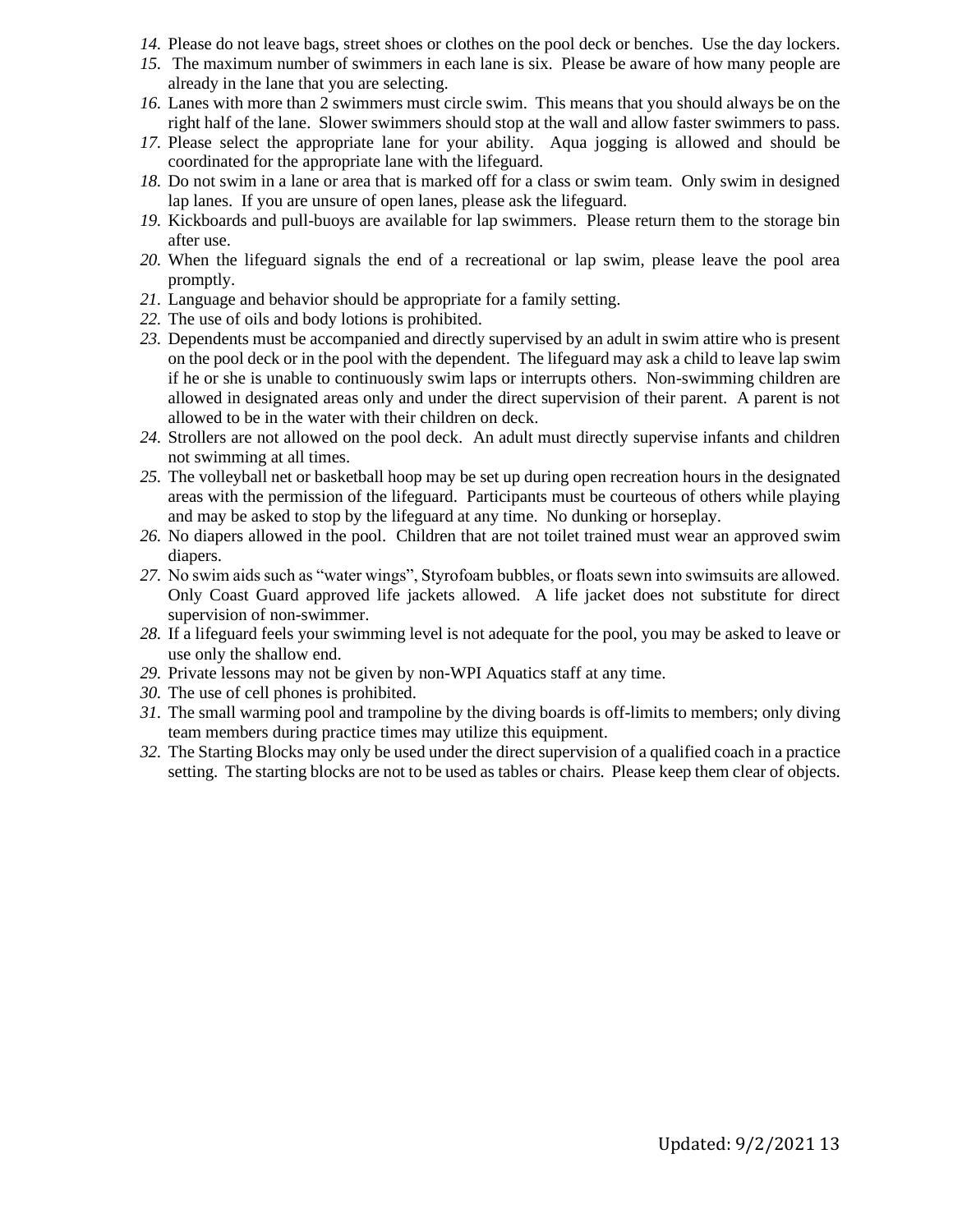14. Please do not leave bags, street shoes or clothes on the pool deck or benches. Use the day lockers.
15. The maximum number of swimmers in each lane is six. Please be aware of how many people are already in the lane that you are selecting.
16. Lanes with more than 2 swimmers must circle swim. This means that you should always be on the right half of the lane. Slower swimmers should stop at the wall and allow faster swimmers to pass.
17. Please select the appropriate lane for your ability. Aqua jogging is allowed and should be coordinated for the appropriate lane with the lifeguard.
18. Do not swim in a lane or area that is marked off for a class or swim team. Only swim in designed lap lanes. If you are unsure of open lanes, please ask the lifeguard.
19. Kickboards and pull-buoys are available for lap swimmers. Please return them to the storage bin after use.
20. When the lifeguard signals the end of a recreational or lap swim, please leave the pool area promptly.
21. Language and behavior should be appropriate for a family setting.
22. The use of oils and body lotions is prohibited.
23. Dependents must be accompanied and directly supervised by an adult in swim attire who is present on the pool deck or in the pool with the dependent. The lifeguard may ask a child to leave lap swim if he or she is unable to continuously swim laps or interrupts others. Non-swimming children are allowed in designated areas only and under the direct supervision of their parent. A parent is not allowed to be in the water with their children on deck.
24. Strollers are not allowed on the pool deck. An adult must directly supervise infants and children not swimming at all times.
25. The volleyball net or basketball hoop may be set up during open recreation hours in the designated areas with the permission of the lifeguard. Participants must be courteous of others while playing and may be asked to stop by the lifeguard at any time. No dunking or horseplay.
26. No diapers allowed in the pool. Children that are not toilet trained must wear an approved swim diapers.
27. No swim aids such as "water wings", Styrofoam bubbles, or floats sewn into swimsuits are allowed. Only Coast Guard approved life jackets allowed. A life jacket does not substitute for direct supervision of non-swimmer.
28. If a lifeguard feels your swimming level is not adequate for the pool, you may be asked to leave or use only the shallow end.
29. Private lessons may not be given by non-WPI Aquatics staff at any time.
30. The use of cell phones is prohibited.
31. The small warming pool and trampoline by the diving boards is off-limits to members; only diving team members during practice times may utilize this equipment.
32. The Starting Blocks may only be used under the direct supervision of a qualified coach in a practice setting. The starting blocks are not to be used as tables or chairs. Please keep them clear of objects.

Updated: 9/2/2021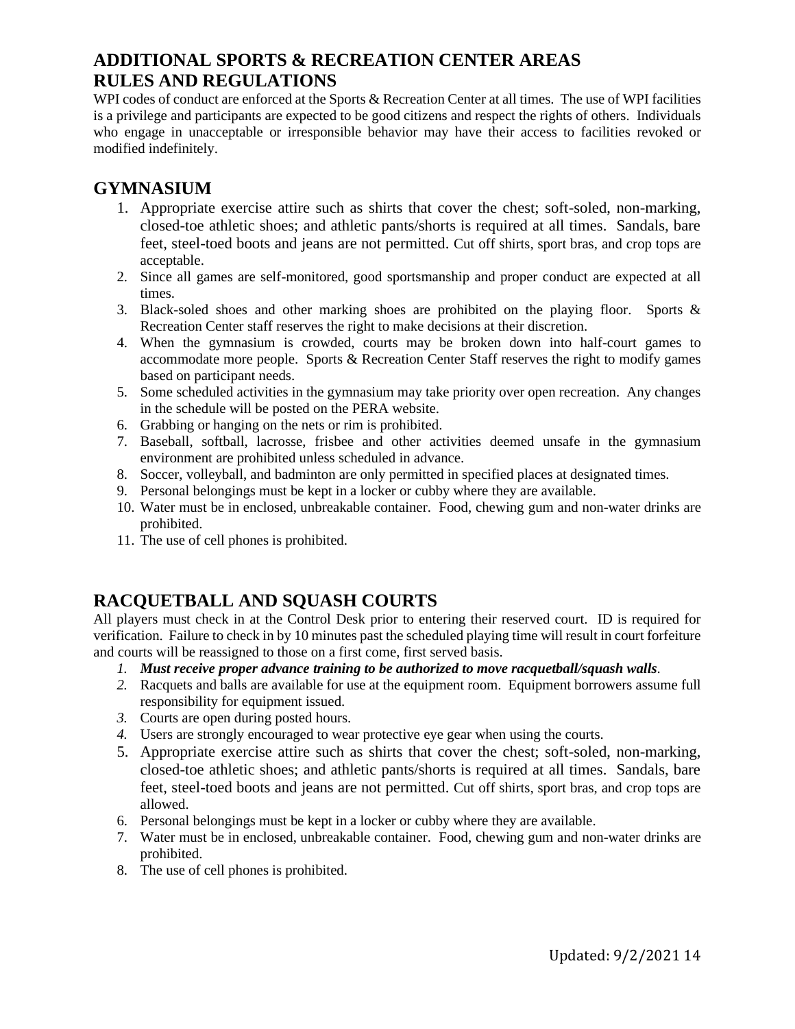# ADDITIONAL SPORTS & RECREATION CENTER AREAS RULES AND REGULATIONS

WPI codes of conduct are enforced at the Sports & Recreation Center at all times. The use of WPI facilities is a privilege and participants are expected to be good citizens and respect the rights of others. Individuals who engage in unacceptable or irresponsible behavior may have their access to facilities revoked or modified indefinitely.

## GYMNASIUM

1. Appropriate exercise attire such as shirts that cover the chest; soft-soled, non-marking, closed-toe athletic shoes; and athletic pants/shorts is required at all times. Sandals, bare feet, steel-toed boots and jeans are not permitted. Cut off shirts, sport bras, and crop tops are acceptable.
2. Since all games are self-monitored, good sportsmanship and proper conduct are expected at all times.
3. Black-soled shoes and other marking shoes are prohibited on the playing floor. Sports & Recreation Center staff reserves the right to make decisions at their discretion.
4. When the gymnasium is crowded, courts may be broken down into half-court games to accommodate more people. Sports & Recreation Center Staff reserves the right to modify games based on participant needs.
5. Some scheduled activities in the gymnasium may take priority over open recreation. Any changes in the schedule will be posted on the PERA website.
6. Grabbing or hanging on the nets or rim is prohibited.
7. Baseball, softball, lacrosse, frisbee and other activities deemed unsafe in the gymnasium environment are prohibited unless scheduled in advance.
8. Soccer, volleyball, and badminton are only permitted in specified places at designated times.
9. Personal belongings must be kept in a locker or cubby where they are available.
10. Water must be in enclosed, unbreakable container. Food, chewing gum and non-water drinks are prohibited.
11. The use of cell phones is prohibited.

## RACQUETBALL AND SQUASH COURTS

All players must check in at the Control Desk prior to entering their reserved court. ID is required for verification. Failure to check in by 10 minutes past the scheduled playing time will result in court forfeiture and courts will be reassigned to those on a first come, first served basis.

1. ***Must receive proper advance training to be authorized to move racquetball/squash walls***.
2. Racquets and balls are available for use at the equipment room. Equipment borrowers assume full responsibility for equipment issued.
3. Courts are open during posted hours.
4. Users are strongly encouraged to wear protective eye gear when using the courts.
5. Appropriate exercise attire such as shirts that cover the chest; soft-soled, non-marking, closed-toe athletic shoes; and athletic pants/shorts is required at all times. Sandals, bare feet, steel-toed boots and jeans are not permitted. Cut off shirts, sport bras, and crop tops are allowed.
6. Personal belongings must be kept in a locker or cubby where they are available.
7. Water must be in enclosed, unbreakable container. Food, chewing gum and non-water drinks are prohibited.
8. The use of cell phones is prohibited.

Updated: 9/2/2021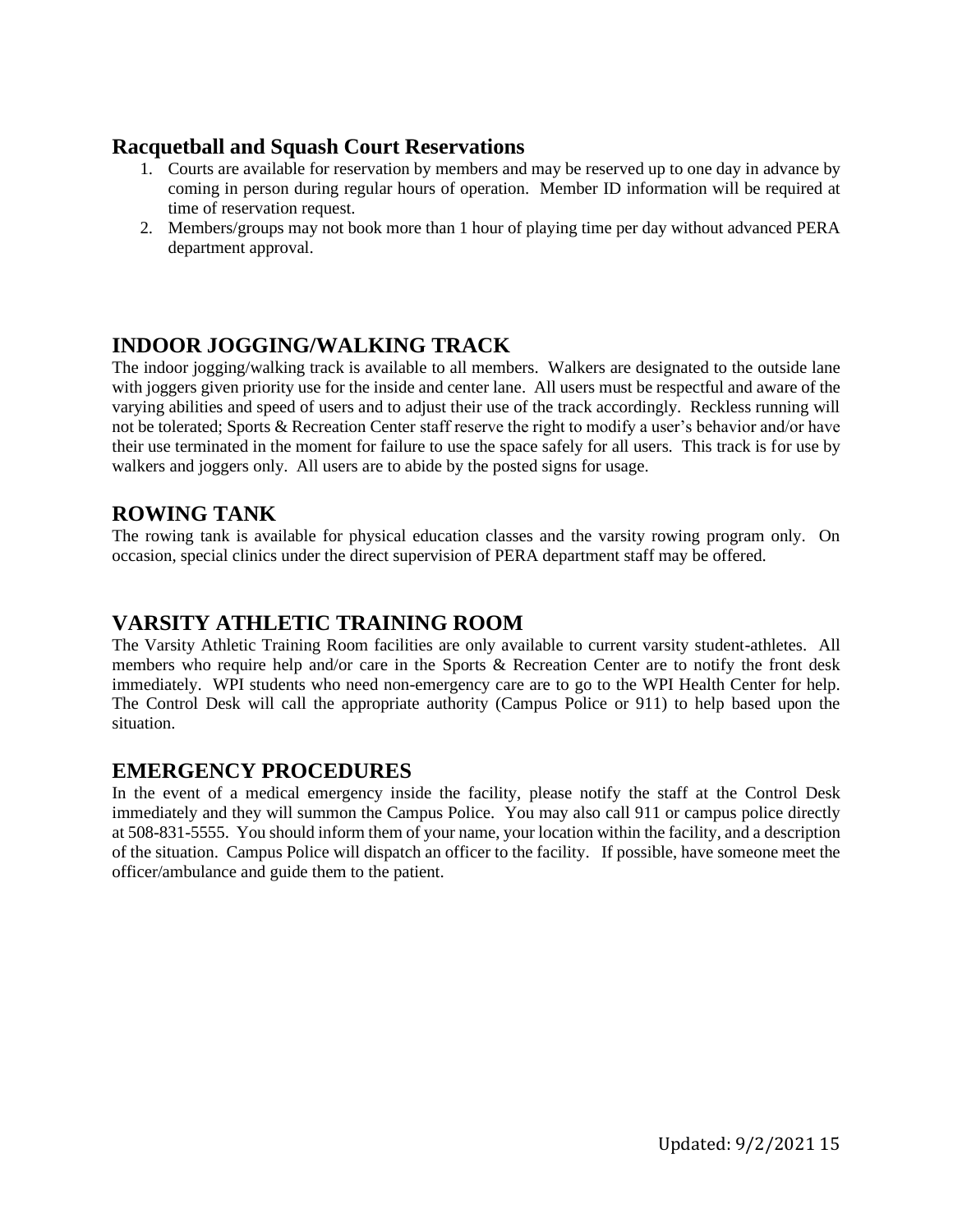## Racquetball and Squash Court Reservations

1. Courts are available for reservation by members and may be reserved up to one day in advance by coming in person during regular hours of operation. Member ID information will be required at time of reservation request.
2. Members/groups may not book more than 1 hour of playing time per day without advanced PERA department approval.

## INDOOR JOGGING/WALKING TRACK

The indoor jogging/walking track is available to all members. Walkers are designated to the outside lane with joggers given priority use for the inside and center lane. All users must be respectful and aware of the varying abilities and speed of users and to adjust their use of the track accordingly. Reckless running will not be tolerated; Sports & Recreation Center staff reserve the right to modify a user's behavior and/or have their use terminated in the moment for failure to use the space safely for all users. This track is for use by walkers and joggers only. All users are to abide by the posted signs for usage.

## ROWING TANK

The rowing tank is available for physical education classes and the varsity rowing program only. On occasion, special clinics under the direct supervision of PERA department staff may be offered.

## VARSITY ATHLETIC TRAINING ROOM

The Varsity Athletic Training Room facilities are only available to current varsity student-athletes. All members who require help and/or care in the Sports & Recreation Center are to notify the front desk immediately. WPI students who need non-emergency care are to go to the WPI Health Center for help. The Control Desk will call the appropriate authority (Campus Police or 911) to help based upon the situation.

## EMERGENCY PROCEDURES

In the event of a medical emergency inside the facility, please notify the staff at the Control Desk immediately and they will summon the Campus Police. You may also call 911 or campus police directly at 508-831-5555. You should inform them of your name, your location within the facility, and a description of the situation. Campus Police will dispatch an officer to the facility. If possible, have someone meet the officer/ambulance and guide them to the patient.